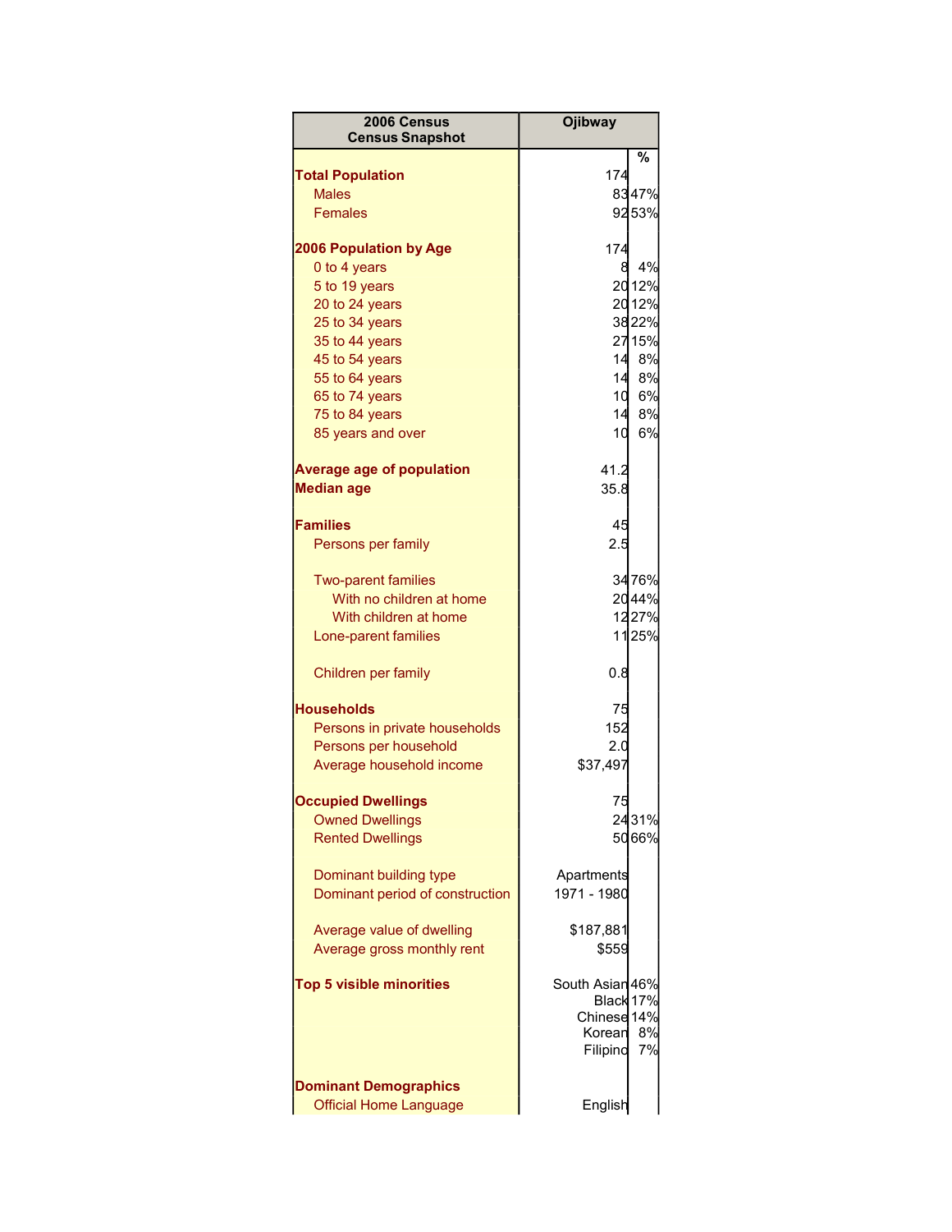| 2006 Census Census Snapshot | Ojibway | % |
|---|---|---|
| **Total Population** | 174 | |
| Males | 83 | 47% |
| Females | 92 | 53% |
| | | |
| **2006 Population by Age** | 174 | |
| 0 to 4 years | 8 | 4% |
| 5 to 19 years | 20 | 12% |
| 20 to 24 years | 20 | 12% |
| 25 to 34 years | 38 | 22% |
| 35 to 44 years | 27 | 15% |
| 45 to 54 years | 14 | 8% |
| 55 to 64 years | 14 | 8% |
| 65 to 74 years | 10 | 6% |
| 75 to 84 years | 14 | 8% |
| 85 years and over | 10 | 6% |
| | | |
| **Average age of population** | 41.2 | |
| **Median age** | 35.8 | |
| | | |
| **Families** | 45 | |
| Persons per family | 2.5 | |
| | | |
| Two-parent families | 34 | 76% |
| With no children at home | 20 | 44% |
| With children at home | 12 | 27% |
| Lone-parent families | 11 | 25% |
| | | |
| Children per family | 0.8 | |
| | | |
| **Households** | 75 | |
| Persons in private households | 152 | |
| Persons per household | 2.0 | |
| Average household income | $37,497 | |
| | | |
| **Occupied Dwellings** | 75 | |
| Owned Dwellings | 24 | 31% |
| Rented Dwellings | 50 | 66% |
| | | |
| Dominant building type | Apartments | |
| Dominant period of construction | 1971 - 1980 | |
| | | |
| Average value of dwelling | $187,881 | |
| Average gross monthly rent | $559 | |
| | | |
| **Top 5 visible minorities** | South Asian | 46% |
| | Black | 17% |
| | Chinese | 14% |
| | Korean | 8% |
| | Filipino | 7% |
| | | |
| **Dominant Demographics** | | |
| Official Home Language | English | |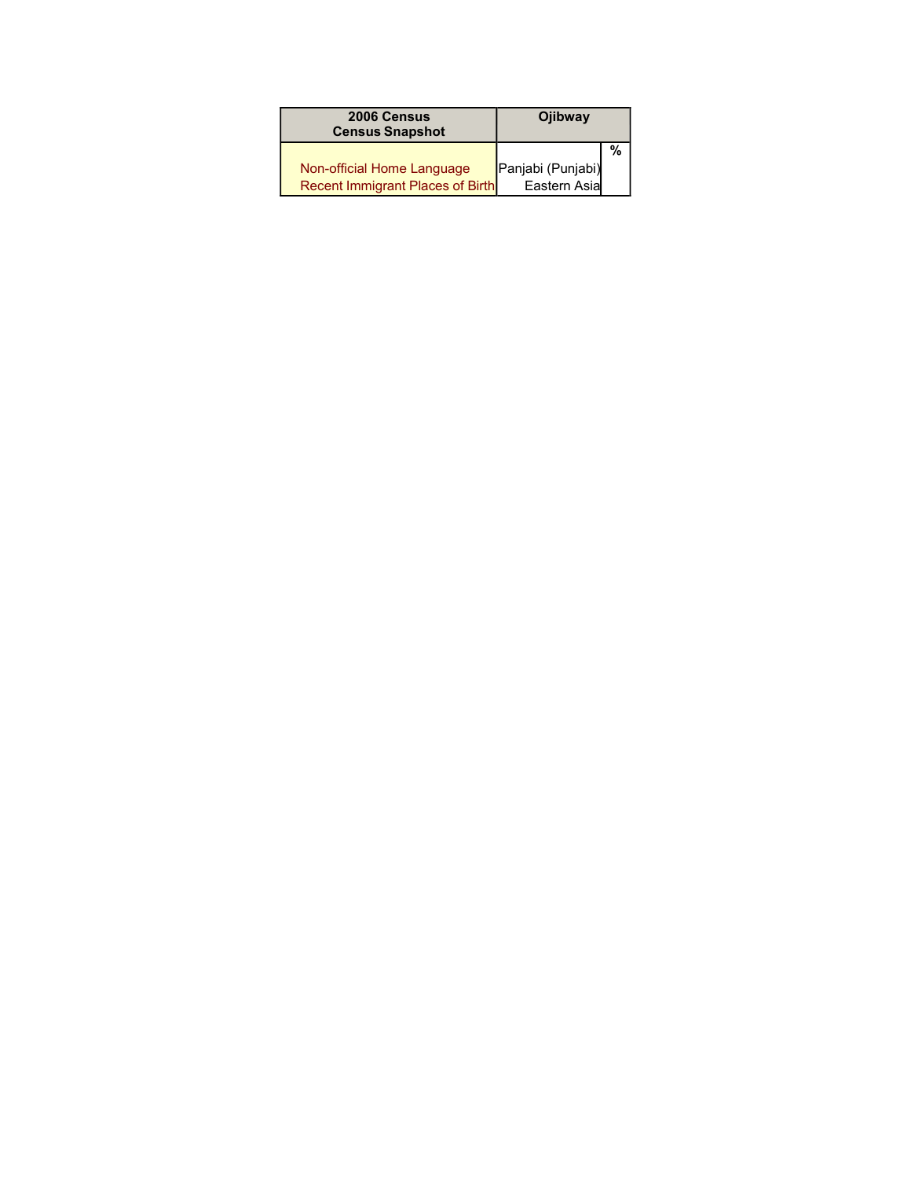| 2006 Census<br>Census Snapshot | Ojibway | |
|---|---|---|
| | | % |
| Non-official Home Language | Panjabi (Punjabi) | |
| Recent Immigrant Places of Birth | Eastern Asia | |